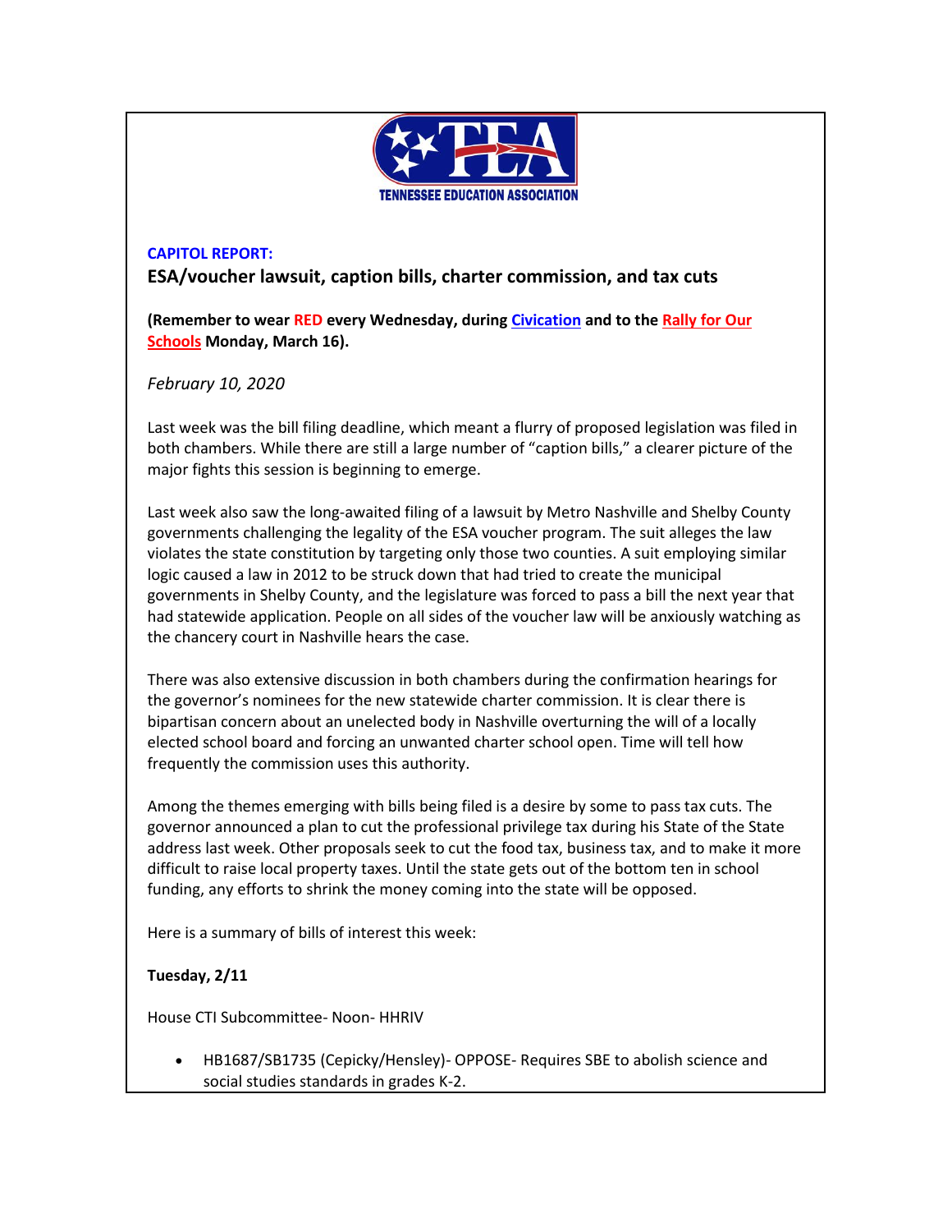**TENNESSEE EDUCATION ASSOCIATION**

**CAPITOL REPORT:**

**ESA/voucher lawsuit, caption bills, charter commission, and tax cuts**

**(Remember to wear RED every Wednesday, during Civication and to the Rally for Our Schools Monday, March 16).**

*February 10, 2020*

Last week was the bill filing deadline, which meant a flurry of proposed legislation was filed in both chambers. While there are still a large number of "caption bills," a clearer picture of the major fights this session is beginning to emerge.

Last week also saw the long-awaited filing of a lawsuit by Metro Nashville and Shelby County governments challenging the legality of the ESA voucher program. The suit alleges the law violates the state constitution by targeting only those two counties. A suit employing similar logic caused a law in 2012 to be struck down that had tried to create the municipal governments in Shelby County, and the legislature was forced to pass a bill the next year that had statewide application. People on all sides of the voucher law will be anxiously watching as the chancery court in Nashville hears the case.

There was also extensive discussion in both chambers during the confirmation hearings for the governor's nominees for the new statewide charter commission. It is clear there is bipartisan concern about an unelected body in Nashville overturning the will of a locally elected school board and forcing an unwanted charter school open. Time will tell how frequently the commission uses this authority.

Among the themes emerging with bills being filed is a desire by some to pass tax cuts. The governor announced a plan to cut the professional privilege tax during his State of the State address last week. Other proposals seek to cut the food tax, business tax, and to make it more difficult to raise local property taxes. Until the state gets out of the bottom ten in school funding, any efforts to shrink the money coming into the state will be opposed.

Here is a summary of bills of interest this week:

**Tuesday, 2/11**

House CTI Subcommittee- Noon- HHRIV

- HB1687/SB1735 (Cepicky/Hensley)- OPPOSE- Requires SBE to abolish science and social studies standards in grades K-2.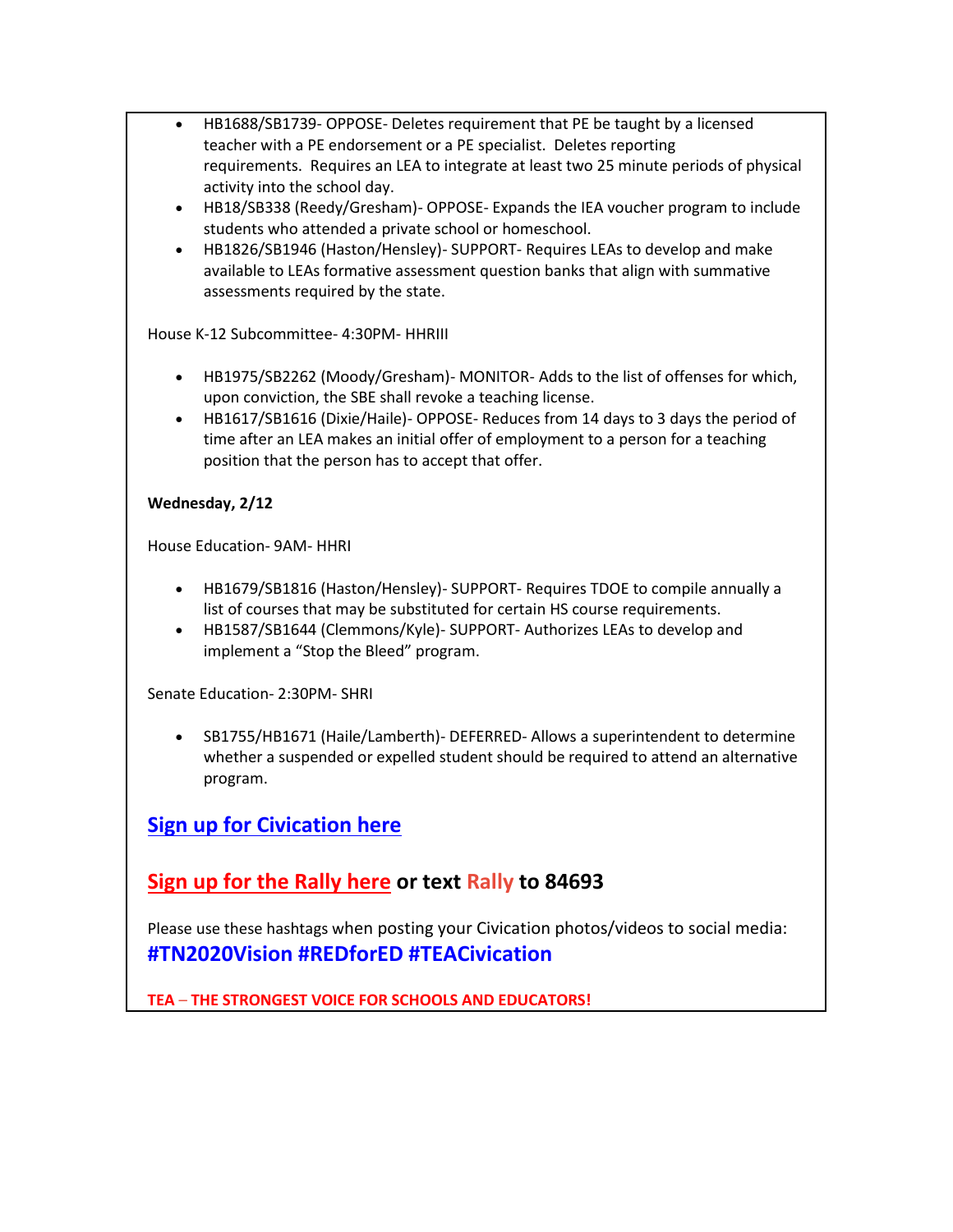- HB1688/SB1739- OPPOSE- Deletes requirement that PE be taught by a licensed teacher with a PE endorsement or a PE specialist. Deletes reporting requirements. Requires an LEA to integrate at least two 25 minute periods of physical activity into the school day.
- HB18/SB338 (Reedy/Gresham)- OPPOSE- Expands the IEA voucher program to include students who attended a private school or homeschool.
- HB1826/SB1946 (Haston/Hensley)- SUPPORT- Requires LEAs to develop and make available to LEAs formative assessment question banks that align with summative assessments required by the state.

House K-12 Subcommittee- 4:30PM- HHRIII

- HB1975/SB2262 (Moody/Gresham)- MONITOR- Adds to the list of offenses for which, upon conviction, the SBE shall revoke a teaching license.
- HB1617/SB1616 (Dixie/Haile)- OPPOSE- Reduces from 14 days to 3 days the period of time after an LEA makes an initial offer of employment to a person for a teaching position that the person has to accept that offer.

**Wednesday, 2/12**

House Education- 9AM- HHRI

- HB1679/SB1816 (Haston/Hensley)- SUPPORT- Requires TDOE to compile annually a list of courses that may be substituted for certain HS course requirements.
- HB1587/SB1644 (Clemmons/Kyle)- SUPPORT- Authorizes LEAs to develop and implement a "Stop the Bleed" program.

Senate Education- 2:30PM- SHRI

- SB1755/HB1671 (Haile/Lamberth)- DEFERRED- Allows a superintendent to determine whether a suspended or expelled student should be required to attend an alternative program.

## Sign up for Civication here

## Sign up for the Rally here or text Rally to 84693

Please use these hashtags when posting your Civication photos/videos to social media: **#TN2020Vision #REDforED #TEACivication**

**TEA – THE STRONGEST VOICE FOR SCHOOLS AND EDUCATORS!**